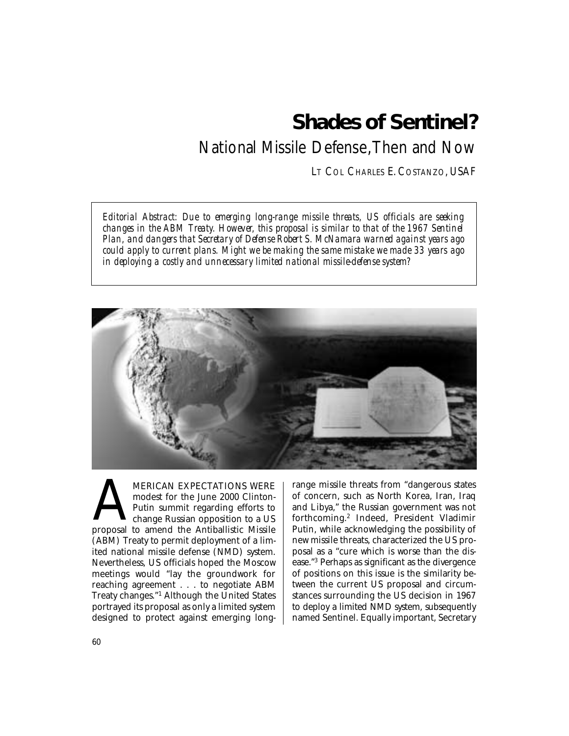# Shades of Sentinel?

## National Missile Defense, Then and Now

LT COL CHARLES E. COSTANZO, USAF

*Editorial Abstract: Due to emerging long-range missile threats, US officials are seeking changes in the ABM Treaty. However, this proposal is similar to that of the 1967 Sentinel Plan, and dangers that Secretary of Defense Robert S. McNamara warned against years ago could apply to current plans. Might we be making the same mistake we made 33 years ago in deploying a costly and unnecessary limited national missile-defense system?*

AMERICAN EXPECTATIONS WERE modest for the June 2000 Clinton-Putin summit regarding efforts to change Russian opposition to a US proposal to amend the Antiballistic Missile (ABM) Treaty to permit deployment of a limited national missile defense (NMD) system. Nevertheless, US officials hoped the Moscow meetings would "lay the groundwork for reaching agreement . . . to negotiate ABM Treaty changes."[1] Although the United States portrayed its proposal as only a limited system designed to protect against emerging long-range missile threats from "dangerous states of concern, such as North Korea, Iran, Iraq and Libya," the Russian government was not forthcoming.[2] Indeed, President Vladimir Putin, while acknowledging the possibility of new missile threats, characterized the US proposal as a "cure which is worse than the disease."[3] Perhaps as significant as the divergence of positions on this issue is the similarity between the current US proposal and circumstances surrounding the US decision in 1967 to deploy a limited NMD system, subsequently named Sentinel. Equally important, Secretary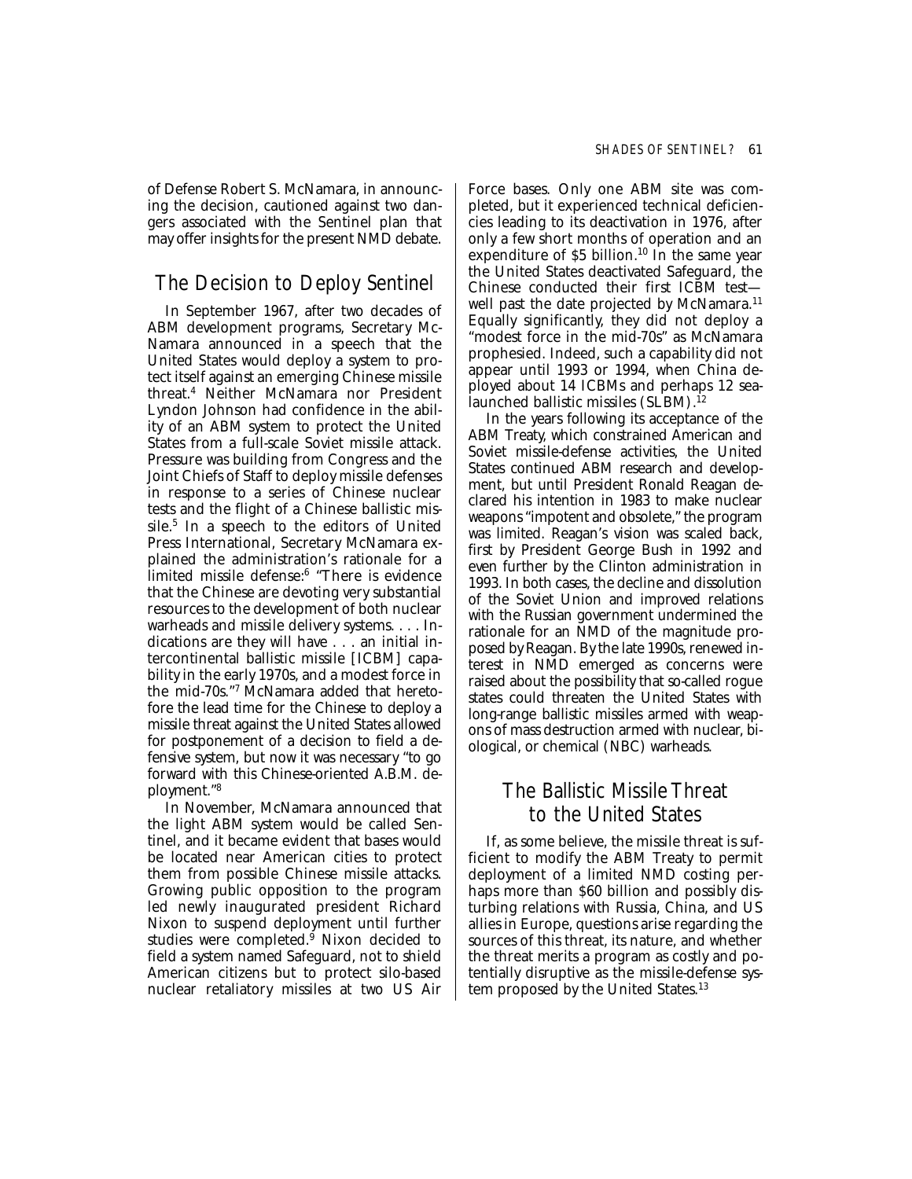of Defense Robert S. McNamara, in announcing the decision, cautioned against two dangers associated with the Sentinel plan that may offer insights for the present NMD debate.

## The Decision to Deploy Sentinel

In September 1967, after two decades of ABM development programs, Secretary McNamara announced in a speech that the United States would deploy a system to protect itself against an emerging Chinese missile threat.[4] Neither McNamara nor President Lyndon Johnson had confidence in the ability of an ABM system to protect the United States from a full-scale Soviet missile attack. Pressure was building from Congress and the Joint Chiefs of Staff to deploy missile defenses in response to a series of Chinese nuclear tests and the flight of a Chinese ballistic missile.[5] In a speech to the editors of United Press International, Secretary McNamara explained the administration's rationale for a limited missile defense:[6] "There is evidence that the Chinese are devoting very substantial resources to the development of both nuclear warheads and missile delivery systems. . . . Indications are they will have . . . an initial intercontinental ballistic missile [ICBM] capability in the early 1970s, and a modest force in the mid-70s."[7] McNamara added that heretofore the lead time for the Chinese to deploy a missile threat against the United States allowed for postponement of a decision to field a defensive system, but now it was necessary "to go forward with this Chinese-oriented A.B.M. deployment."[8]

In November, McNamara announced that the light ABM system would be called Sentinel, and it became evident that bases would be located near American cities to protect them from possible Chinese missile attacks. Growing public opposition to the program led newly inaugurated president Richard Nixon to suspend deployment until further studies were completed.[9] Nixon decided to field a system named Safeguard, not to shield American citizens but to protect silo-based nuclear retaliatory missiles at two US Air Force bases. Only one ABM site was completed, but it experienced technical deficiencies leading to its deactivation in 1976, after only a few short months of operation and an expenditure of $5 billion.[10] In the same year the United States deactivated Safeguard, the Chinese conducted their first ICBM test—well past the date projected by McNamara.[11] Equally significantly, they did not deploy a "modest force in the mid-70s" as McNamara prophesied. Indeed, such a capability did not appear until 1993 or 1994, when China deployed about 14 ICBMs and perhaps 12 sea-launched ballistic missiles (SLBM).[12]

In the years following its acceptance of the ABM Treaty, which constrained American and Soviet missile-defense activities, the United States continued ABM research and development, but until President Ronald Reagan declared his intention in 1983 to make nuclear weapons "impotent and obsolete," the program was limited. Reagan's vision was scaled back, first by President George Bush in 1992 and even further by the Clinton administration in 1993. In both cases, the decline and dissolution of the Soviet Union and improved relations with the Russian government undermined the rationale for an NMD of the magnitude proposed by Reagan. By the late 1990s, renewed interest in NMD emerged as concerns were raised about the possibility that so-called rogue states could threaten the United States with long-range ballistic missiles armed with weapons of mass destruction armed with nuclear, biological, or chemical (NBC) warheads.

## The Ballistic Missile Threat to the United States

If, as some believe, the missile threat is sufficient to modify the ABM Treaty to permit deployment of a limited NMD costing perhaps more than $60 billion and possibly disturbing relations with Russia, China, and US allies in Europe, questions arise regarding the sources of this threat, its nature, and whether the threat merits a program as costly and potentially disruptive as the missile-defense system proposed by the United States.[13]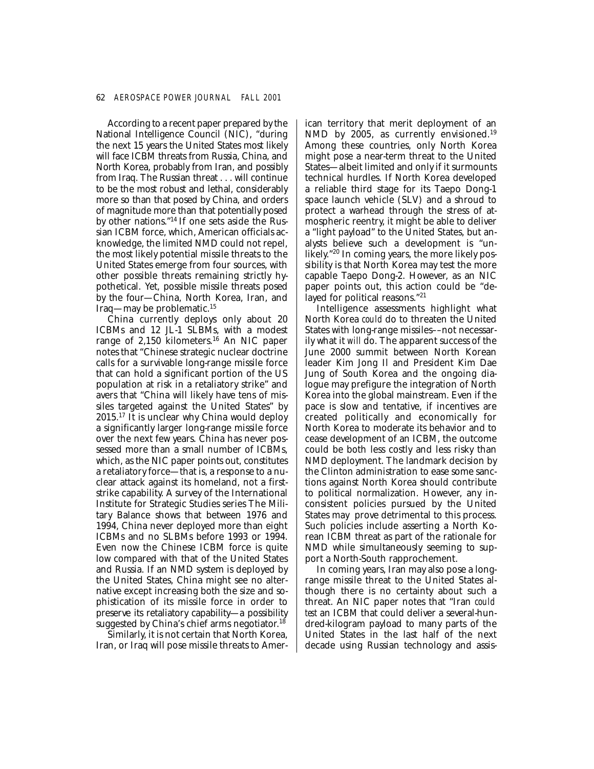According to a recent paper prepared by the National Intelligence Council (NIC), "during the next 15 years the United States most likely will face ICBM threats from Russia, China, and North Korea, probably from Iran, and possibly from Iraq. The Russian threat . . . will continue to be the most robust and lethal, considerably more so than that posed by China, and orders of magnitude more than that potentially posed by other nations."[14] If one sets aside the Russian ICBM force, which, American officials acknowledge, the limited NMD could not repel, the most likely potential missile threats to the United States emerge from four sources, with other possible threats remaining strictly hypothetical. Yet, possible missile threats posed by the four—China, North Korea, Iran, and Iraq—may be problematic.[15]

China currently deploys only about 20 ICBMs and 12 JL-1 SLBMs, with a modest range of 2,150 kilometers.[16] An NIC paper notes that "Chinese strategic nuclear doctrine calls for a survivable long-range missile force that can hold a significant portion of the US population at risk in a retaliatory strike" and avers that "China will likely have tens of missiles targeted against the United States" by 2015.[17] It is unclear why China would deploy a significantly larger long-range missile force over the next few years. China has never possessed more than a small number of ICBMs, which, as the NIC paper points out, constitutes a retaliatory force—that is, a response to a nuclear attack against its homeland, not a first-strike capability. A survey of the International Institute for Strategic Studies series The Military Balance shows that between 1976 and 1994, China never deployed more than eight ICBMs and no SLBMs before 1993 or 1994. Even now the Chinese ICBM force is quite low compared with that of the United States and Russia. If an NMD system is deployed by the United States, China might see no alternative except increasing both the size and sophistication of its missile force in order to preserve its retaliatory capability—a possibility suggested by China's chief arms negotiator.[18]

Similarly, it is not certain that North Korea, Iran, or Iraq will pose missile threats to American territory that merit deployment of an NMD by 2005, as currently envisioned.[19] Among these countries, only North Korea might pose a near-term threat to the United States—albeit limited and only if it surmounts technical hurdles. If North Korea developed a reliable third stage for its Taepo Dong-1 space launch vehicle (SLV) and a shroud to protect a warhead through the stress of atmospheric reentry, it might be able to deliver a "light payload" to the United States, but analysts believe such a development is "unlikely."[20] In coming years, the more likely possibility is that North Korea may test the more capable Taepo Dong-2. However, as an NIC paper points out, this action could be "delayed for political reasons."[21]

Intelligence assessments highlight what North Korea *could* do to threaten the United States with long-range missiles––not necessarily what it *will* do. The apparent success of the June 2000 summit between North Korean leader Kim Jong Il and President Kim Dae Jung of South Korea and the ongoing dialogue may prefigure the integration of North Korea into the global mainstream. Even if the pace is slow and tentative, if incentives are created politically and economically for North Korea to moderate its behavior and to cease development of an ICBM, the outcome could be both less costly and less risky than NMD deployment. The landmark decision by the Clinton administration to ease some sanctions against North Korea should contribute to political normalization. However, any inconsistent policies pursued by the United States may prove detrimental to this process. Such policies include asserting a North Korean ICBM threat as part of the rationale for NMD while simultaneously seeming to support a North-South rapprochement.

In coming years, Iran may also pose a long-range missile threat to the United States although there is no certainty about such a threat. An NIC paper notes that "Iran *could test* an ICBM that could deliver a several-hundred-kilogram payload to many parts of the United States in the last half of the next decade using Russian technology and assis-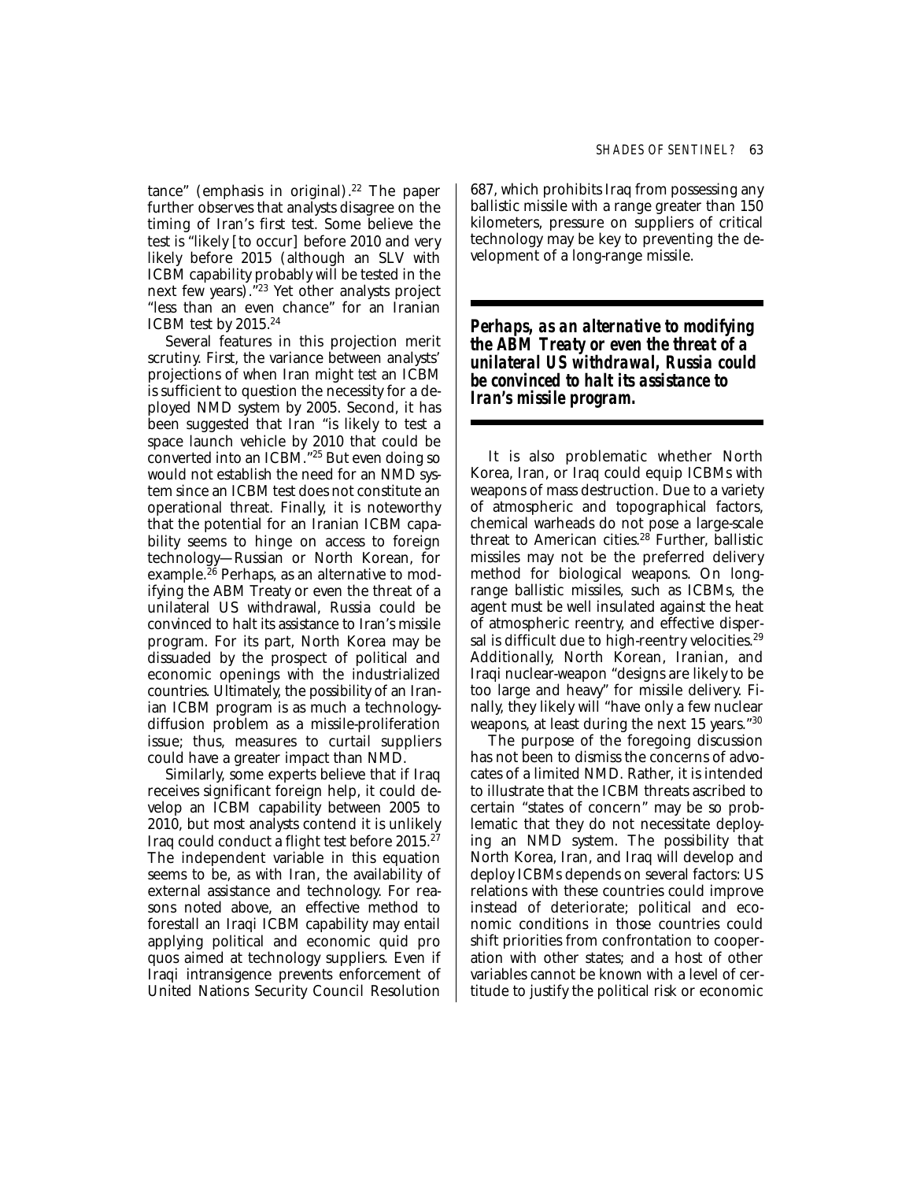tance" (emphasis in original).[22] The paper further observes that analysts disagree on the timing of Iran's first test. Some believe the test is "likely [to occur] before 2010 and very likely before 2015 (although an SLV with ICBM capability probably will be tested in the next few years)."[23] Yet other analysts project "less than an even chance" for an Iranian ICBM test by 2015.[24]

Several features in this projection merit scrutiny. First, the variance between analysts' projections of when Iran might *test* an ICBM is sufficient to question the necessity for a deployed NMD system by 2005. Second, it has been suggested that Iran "is likely to test a space launch vehicle by 2010 that could be converted into an ICBM."[25] But even doing so would not establish the need for an NMD system since an ICBM test does not constitute an operational threat. Finally, it is noteworthy that the potential for an Iranian ICBM capability seems to hinge on access to foreign technology—Russian or North Korean, for example.[26] Perhaps, as an alternative to modifying the ABM Treaty or even the threat of a unilateral US withdrawal, Russia could be convinced to halt its assistance to Iran's missile program. For its part, North Korea may be dissuaded by the prospect of political and economic openings with the industrialized countries. Ultimately, the possibility of an Iranian ICBM program is as much a technology-diffusion problem as a missile-proliferation issue; thus, measures to curtail suppliers could have a greater impact than NMD.

Similarly, some experts believe that if Iraq receives significant foreign help, it could develop an ICBM capability between 2005 to 2010, but most analysts contend it is unlikely Iraq could conduct a flight test before 2015.[27] The independent variable in this equation seems to be, as with Iran, the availability of external assistance and technology. For reasons noted above, an effective method to forestall an Iraqi ICBM capability may entail applying political and economic quid pro quos aimed at technology suppliers. Even if Iraqi intransigence prevents enforcement of United Nations Security Council Resolution 687, which prohibits Iraq from possessing any ballistic missile with a range greater than 150 kilometers, pressure on suppliers of critical technology may be key to preventing the development of a long-range missile.

***Perhaps, as an alternative to modifying the ABM Treaty or even the threat of a unilateral US withdrawal, Russia could be convinced to halt its assistance to Iran's missile program.***

It is also problematic whether North Korea, Iran, or Iraq could equip ICBMs with weapons of mass destruction. Due to a variety of atmospheric and topographical factors, chemical warheads do not pose a large-scale threat to American cities.[28] Further, ballistic missiles may not be the preferred delivery method for biological weapons. On long-range ballistic missiles, such as ICBMs, the agent must be well insulated against the heat of atmospheric reentry, and effective dispersal is difficult due to high-reentry velocities.[29] Additionally, North Korean, Iranian, and Iraqi nuclear-weapon "designs are likely to be too large and heavy" for missile delivery. Finally, they likely will "have only a few nuclear weapons, at least during the next 15 years."[30]

The purpose of the foregoing discussion has not been to dismiss the concerns of advocates of a limited NMD. Rather, it is intended to illustrate that the ICBM threats ascribed to certain "states of concern" may be so problematic that they do not necessitate deploying an NMD system. The possibility that North Korea, Iran, and Iraq will develop and deploy ICBMs depends on several factors: US relations with these countries could improve instead of deteriorate; political and economic conditions in those countries could shift priorities from confrontation to cooperation with other states; and a host of other variables cannot be known with a level of certitude to justify the political risk or economic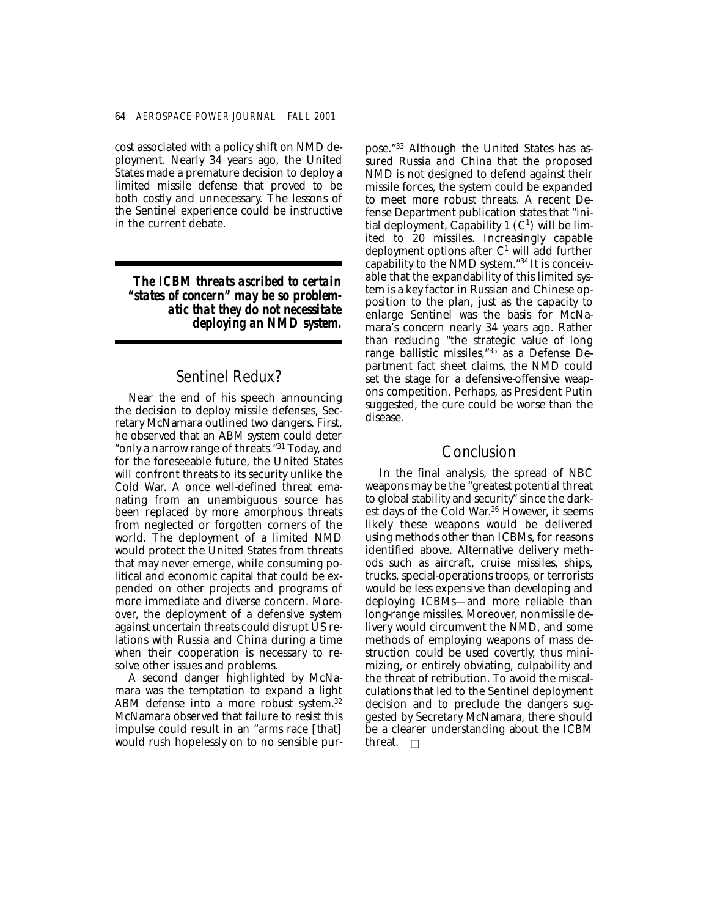cost associated with a policy shift on NMD deployment. Nearly 34 years ago, the United States made a premature decision to deploy a limited missile defense that proved to be both costly and unnecessary. The lessons of the Sentinel experience could be instructive in the current debate.

***The ICBM threats ascribed to certain "states of concern" may be so problematic that they do not necessitate deploying an NMD system.***

## Sentinel Redux?

Near the end of his speech announcing the decision to deploy missile defenses, Secretary McNamara outlined two dangers. First, he observed that an ABM system could deter "only a narrow range of threats."[31] Today, and for the foreseeable future, the United States will confront threats to its security unlike the Cold War. A once well-defined threat emanating from an unambiguous source has been replaced by more amorphous threats from neglected or forgotten corners of the world. The deployment of a limited NMD would protect the United States from threats that may never emerge, while consuming political and economic capital that could be expended on other projects and programs of more immediate and diverse concern. Moreover, the deployment of a defensive system against uncertain threats could disrupt US relations with Russia and China during a time when their cooperation is necessary to resolve other issues and problems.

A second danger highlighted by McNamara was the temptation to expand a light ABM defense into a more robust system.[32] McNamara observed that failure to resist this impulse could result in an "arms race [that] would rush hopelessly on to no sensible purpose."[33] Although the United States has assured Russia and China that the proposed NMD is not designed to defend against their missile forces, the system could be expanded to meet more robust threats. A recent Defense Department publication states that "initial deployment, Capability 1 ($C^1$) will be limited to 20 missiles. Increasingly capable deployment options after $C^1$ will add further capability to the NMD system."[34] It is conceivable that the expandability of this limited system is a key factor in Russian and Chinese opposition to the plan, just as the capacity to enlarge Sentinel was the basis for McNamara's concern nearly 34 years ago. Rather than reducing "the strategic value of long range ballistic missiles,"[35] as a Defense Department fact sheet claims, the NMD could set the stage for a defensive-offensive weapons competition. Perhaps, as President Putin suggested, the cure could be worse than the disease.

## Conclusion

In the final analysis, the spread of NBC weapons may be the "greatest potential threat to global stability and security" since the darkest days of the Cold War.[36] However, it seems likely these weapons would be delivered using methods other than ICBMs, for reasons identified above. Alternative delivery methods such as aircraft, cruise missiles, ships, trucks, special-operations troops, or terrorists would be less expensive than developing and deploying ICBMs—and more reliable than long-range missiles. Moreover, nonmissile delivery would circumvent the NMD, and some methods of employing weapons of mass destruction could be used covertly, thus minimizing, or entirely obviating, culpability and the threat of retribution. To avoid the miscalculations that led to the Sentinel deployment decision and to preclude the dangers suggested by Secretary McNamara, there should be a clearer understanding about the ICBM threat. □